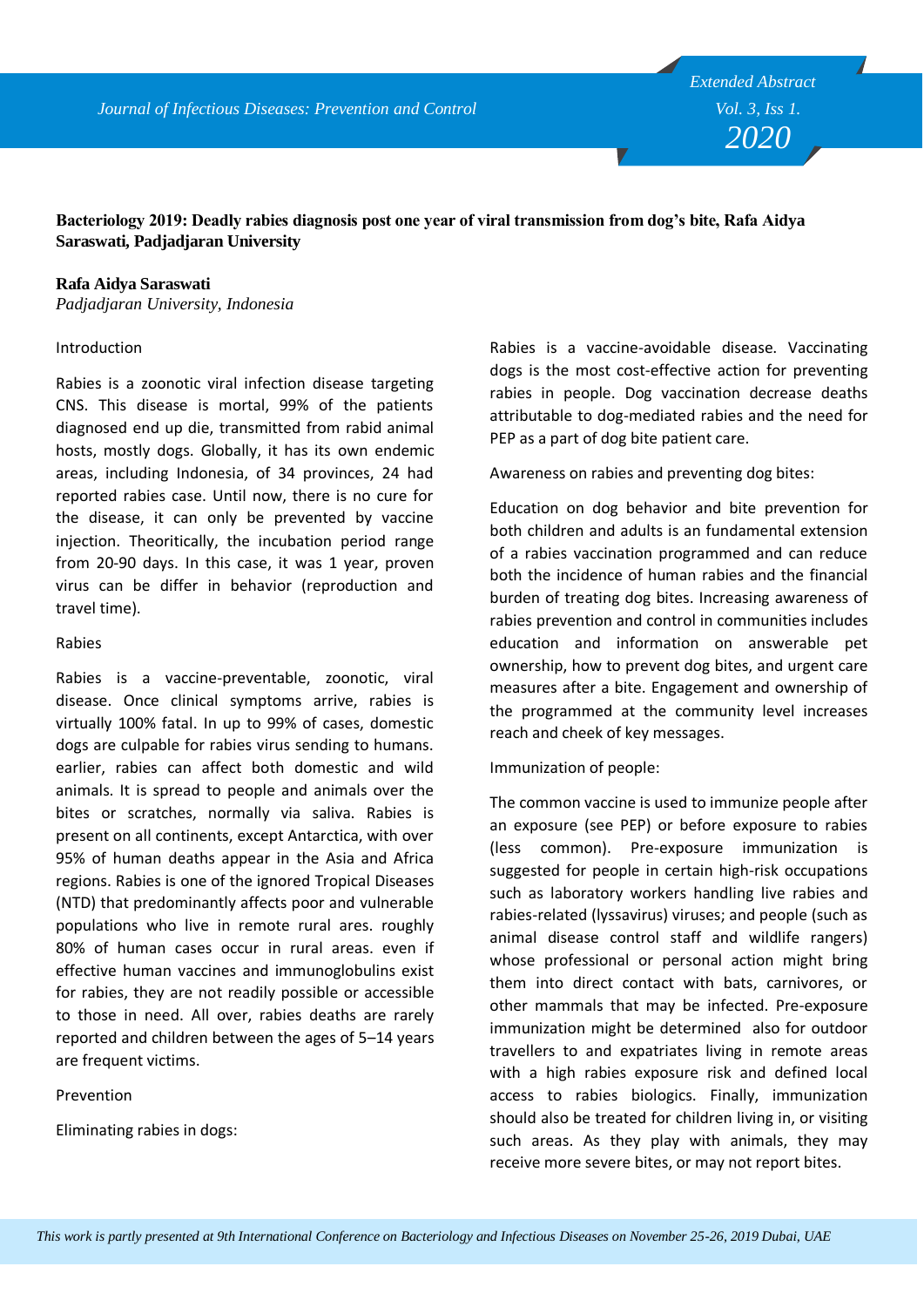**Bacteriology 2019: Deadly rabies diagnosis post one year of viral transmission from dog's bite, Rafa Aidya Saraswati, Padjadjaran University**

**Rafa Aidya Saraswati**

*Padjadjaran University, Indonesia*

Introduction

Rabies is a zoonotic viral infection disease targeting CNS. This disease is mortal, 99% of the patients diagnosed end up die, transmitted from rabid animal hosts, mostly dogs. Globally, it has its own endemic areas, including Indonesia, of 34 provinces, 24 had reported rabies case. Until now, there is no cure for the disease, it can only be prevented by vaccine injection. Theoritically, the incubation period range from 20-90 days. In this case, it was 1 year, proven virus can be differ in behavior (reproduction and travel time).

Rabies

Rabies is a vaccine-preventable, zoonotic, viral disease. Once clinical symptoms arrive, rabies is virtually 100% fatal. In up to 99% of cases, domestic dogs are culpable for rabies virus sending to humans. earlier, rabies can affect both domestic and wild animals. It is spread to people and animals over the bites or scratches, normally via saliva. Rabies is present on all continents, except Antarctica, with over 95% of human deaths appear in the Asia and Africa regions. Rabies is one of the ignored Tropical Diseases (NTD) that predominantly affects poor and vulnerable populations who live in remote rural ares. roughly 80% of human cases occur in rural areas. even if effective human vaccines and immunoglobulins exist for rabies, they are not readily possible or accessible to those in need. All over, rabies deaths are rarely reported and children between the ages of 5–14 years are frequent victims.

Prevention

Eliminating rabies in dogs:

Rabies is a vaccine-avoidable disease. Vaccinating dogs is the most cost-effective action for preventing rabies in people. Dog vaccination decrease deaths attributable to dog-mediated rabies and the need for PEP as a part of dog bite patient care.

Awareness on rabies and preventing dog bites:

Education on dog behavior and bite prevention for both children and adults is an fundamental extension of a rabies vaccination programmed and can reduce both the incidence of human rabies and the financial burden of treating dog bites. Increasing awareness of rabies prevention and control in communities includes education and information on answerable pet ownership, how to prevent dog bites, and urgent care measures after a bite. Engagement and ownership of the programmed at the community level increases reach and cheek of key messages.

Immunization of people:

The common vaccine is used to immunize people after an exposure (see PEP) or before exposure to rabies (less common). Pre-exposure immunization is suggested for people in certain high-risk occupations such as laboratory workers handling live rabies and rabies-related (lyssavirus) viruses; and people (such as animal disease control staff and wildlife rangers) whose professional or personal action might bring them into direct contact with bats, carnivores, or other mammals that may be infected. Pre-exposure immunization might be determined also for outdoor travellers to and expatriates living in remote areas with a high rabies exposure risk and defined local access to rabies biologics. Finally, immunization should also be treated for children living in, or visiting such areas. As they play with animals, they may receive more severe bites, or may not report bites.

*This work is partly presented at 9th International Conference on Bacteriology and Infectious Diseases on November 25-26, 2019 Dubai, UAE*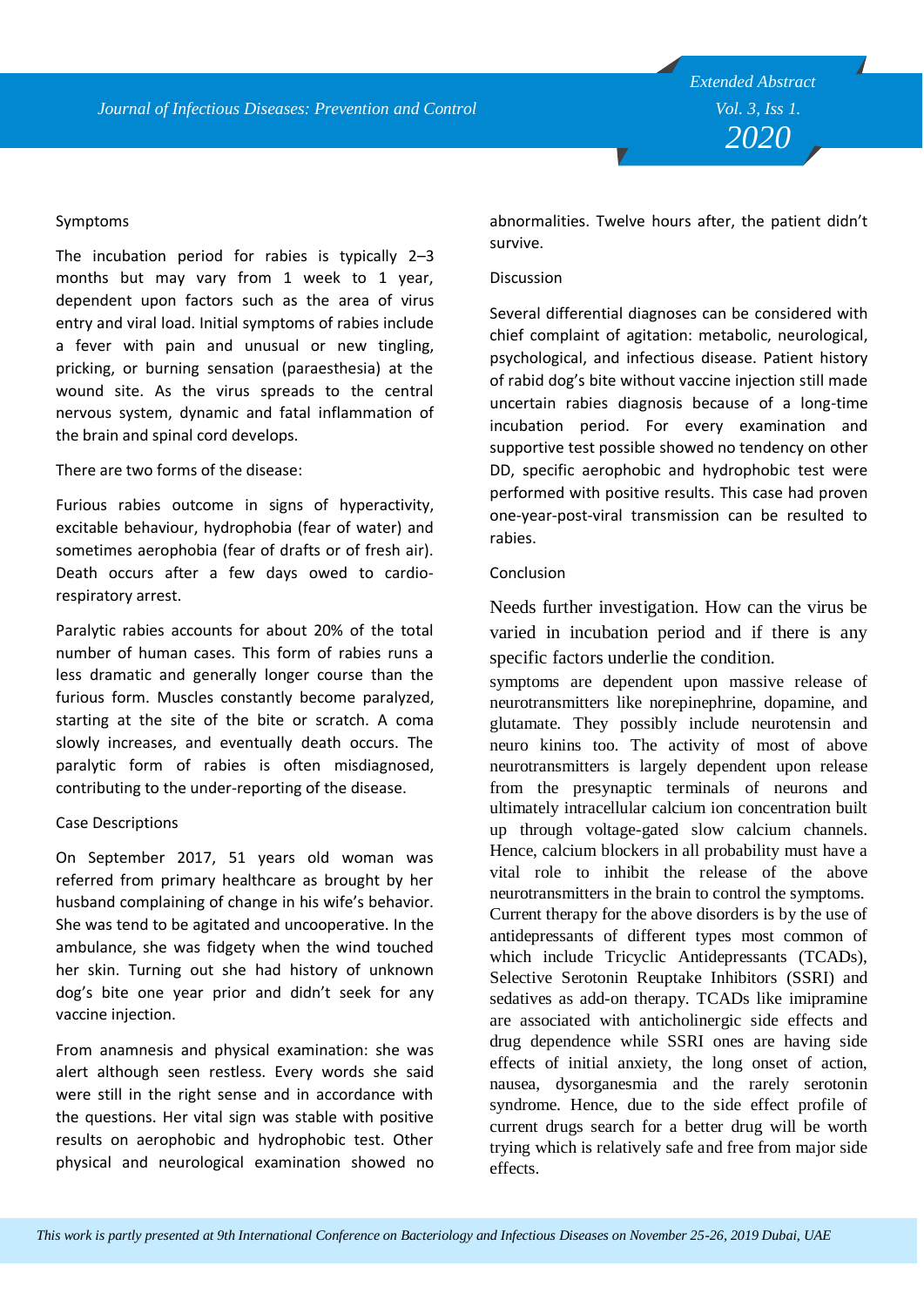## Symptoms

The incubation period for rabies is typically 2–3 months but may vary from 1 week to 1 year, dependent upon factors such as the area of virus entry and viral load. Initial symptoms of rabies include a fever with pain and unusual or new tingling, pricking, or burning sensation (paraesthesia) at the wound site. As the virus spreads to the central nervous system, dynamic and fatal inflammation of the brain and spinal cord develops.

There are two forms of the disease:

Furious rabies outcome in signs of hyperactivity, excitable behaviour, hydrophobia (fear of water) and sometimes aerophobia (fear of drafts or of fresh air). Death occurs after a few days owed to cardio-respiratory arrest.

Paralytic rabies accounts for about 20% of the total number of human cases. This form of rabies runs a less dramatic and generally longer course than the furious form. Muscles constantly become paralyzed, starting at the site of the bite or scratch. A coma slowly increases, and eventually death occurs. The paralytic form of rabies is often misdiagnosed, contributing to the under-reporting of the disease.

## Case Descriptions

On September 2017, 51 years old woman was referred from primary healthcare as brought by her husband complaining of change in his wife's behavior. She was tend to be agitated and uncooperative. In the ambulance, she was fidgety when the wind touched her skin. Turning out she had history of unknown dog's bite one year prior and didn't seek for any vaccine injection.

From anamnesis and physical examination: she was alert although seen restless. Every words she said were still in the right sense and in accordance with the questions. Her vital sign was stable with positive results on aerophobic and hydrophobic test. Other physical and neurological examination showed no abnormalities. Twelve hours after, the patient didn't survive.

## Discussion

Several differential diagnoses can be considered with chief complaint of agitation: metabolic, neurological, psychological, and infectious disease. Patient history of rabid dog's bite without vaccine injection still made uncertain rabies diagnosis because of a long-time incubation period. For every examination and supportive test possible showed no tendency on other DD, specific aerophobic and hydrophobic test were performed with positive results. This case had proven one-year-post-viral transmission can be resulted to rabies.

## Conclusion

Needs further investigation. How can the virus be varied in incubation period and if there is any specific factors underlie the condition.

symptoms are dependent upon massive release of neurotransmitters like norepinephrine, dopamine, and glutamate. They possibly include neurotensin and neuro kinins too. The activity of most of above neurotransmitters is largely dependent upon release from the presynaptic terminals of neurons and ultimately intracellular calcium ion concentration built up through voltage-gated slow calcium channels. Hence, calcium blockers in all probability must have a vital role to inhibit the release of the above neurotransmitters in the brain to control the symptoms. Current therapy for the above disorders is by the use of antidepressants of different types most common of which include Tricyclic Antidepressants (TCADs), Selective Serotonin Reuptake Inhibitors (SSRI) and sedatives as add-on therapy. TCADs like imipramine are associated with anticholinergic side effects and drug dependence while SSRI ones are having side effects of initial anxiety, the long onset of action, nausea, dysorganesmia and the rarely serotonin syndrome. Hence, due to the side effect profile of current drugs search for a better drug will be worth trying which is relatively safe and free from major side effects.

*This work is partly presented at 9th International Conference on Bacteriology and Infectious Diseases on November 25-26, 2019 Dubai, UAE*